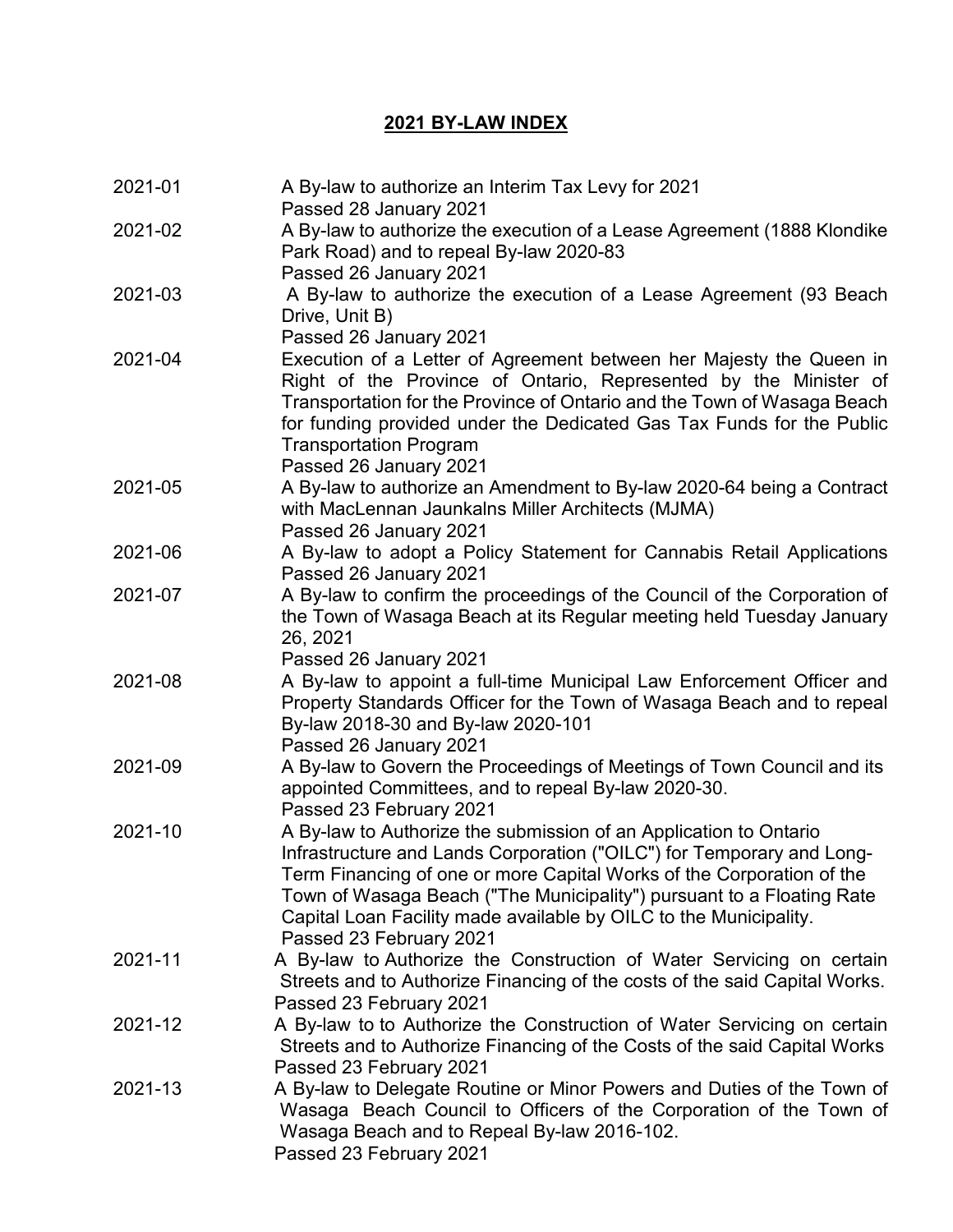# 2021 BY-LAW INDEX

| | |
|---|---|
| 2021-01 | A By-law to authorize an Interim Tax Levy for 2021<br>Passed 28 January 2021 |
| 2021-02 | A By-law to authorize the execution of a Lease Agreement (1888 Klondike Park Road) and to repeal By-law 2020-83<br>Passed 26 January 2021 |
| 2021-03 | A By-law to authorize the execution of a Lease Agreement (93 Beach Drive, Unit B)<br>Passed 26 January 2021 |
| 2021-04 | Execution of a Letter of Agreement between her Majesty the Queen in Right of the Province of Ontario, Represented by the Minister of Transportation for the Province of Ontario and the Town of Wasaga Beach for funding provided under the Dedicated Gas Tax Funds for the Public Transportation Program<br>Passed 26 January 2021 |
| 2021-05 | A By-law to authorize an Amendment to By-law 2020-64 being a Contract with MacLennan Jaunkalns Miller Architects (MJMA)<br>Passed 26 January 2021 |
| 2021-06 | A By-law to adopt a Policy Statement for Cannabis Retail Applications<br>Passed 26 January 2021 |
| 2021-07 | A By-law to confirm the proceedings of the Council of the Corporation of the Town of Wasaga Beach at its Regular meeting held Tuesday January 26, 2021<br>Passed 26 January 2021 |
| 2021-08 | A By-law to appoint a full-time Municipal Law Enforcement Officer and Property Standards Officer for the Town of Wasaga Beach and to repeal By-law 2018-30 and By-law 2020-101<br>Passed 26 January 2021 |
| 2021-09 | A By-law to Govern the Proceedings of Meetings of Town Council and its appointed Committees, and to repeal By-law 2020-30.<br>Passed 23 February 2021 |
| 2021-10 | A By-law to Authorize the submission of an Application to Ontario Infrastructure and Lands Corporation ("OILC") for Temporary and Long-Term Financing of one or more Capital Works of the Corporation of the Town of Wasaga Beach ("The Municipality") pursuant to a Floating Rate Capital Loan Facility made available by OILC to the Municipality.<br>Passed 23 February 2021 |
| 2021-11 | A By-law to Authorize the Construction of Water Servicing on certain Streets and to Authorize Financing of the costs of the said Capital Works.<br>Passed 23 February 2021 |
| 2021-12 | A By-law to to Authorize the Construction of Water Servicing on certain Streets and to Authorize Financing of the Costs of the said Capital Works<br>Passed 23 February 2021 |
| 2021-13 | A By-law to Delegate Routine or Minor Powers and Duties of the Town of Wasaga Beach Council to Officers of the Corporation of the Town of Wasaga Beach and to Repeal By-law 2016-102.<br>Passed 23 February 2021 |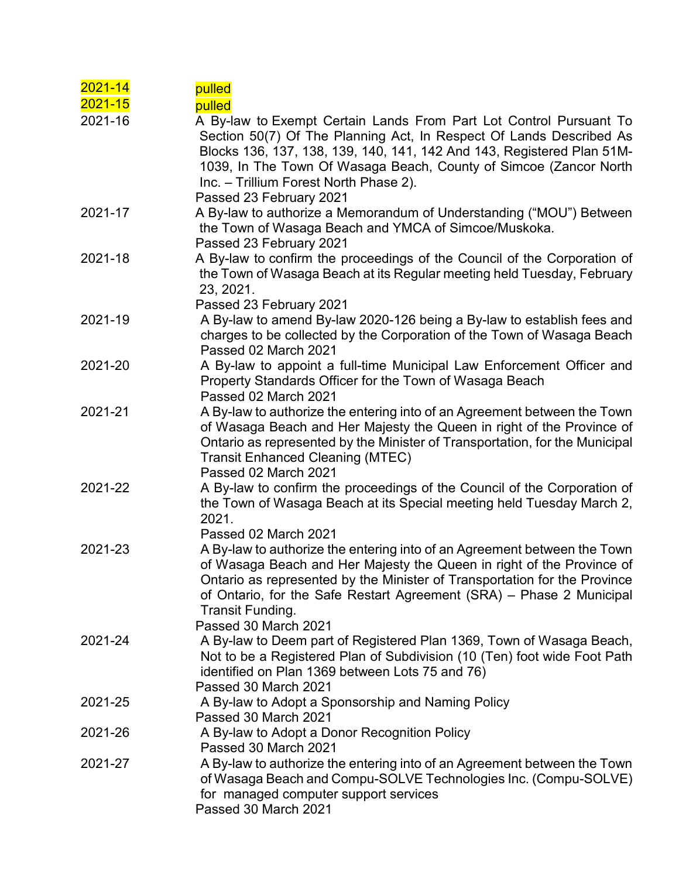| | |
|---|---|
| 2021-14 | pulled |
| 2021-15 | pulled |
| 2021-16 | A By-law to Exempt Certain Lands From Part Lot Control Pursuant To Section 50(7) Of The Planning Act, In Respect Of Lands Described As Blocks 136, 137, 138, 139, 140, 141, 142 And 143, Registered Plan 51M-1039, In The Town Of Wasaga Beach, County of Simcoe (Zancor North Inc. – Trillium Forest North Phase 2).<br>Passed 23 February 2021 |
| 2021-17 | A By-law to authorize a Memorandum of Understanding ("MOU") Between the Town of Wasaga Beach and YMCA of Simcoe/Muskoka.<br>Passed 23 February 2021 |
| 2021-18 | A By-law to confirm the proceedings of the Council of the Corporation of the Town of Wasaga Beach at its Regular meeting held Tuesday, February 23, 2021.<br>Passed 23 February 2021 |
| 2021-19 | A By-law to amend By-law 2020-126 being a By-law to establish fees and charges to be collected by the Corporation of the Town of Wasaga Beach<br>Passed 02 March 2021 |
| 2021-20 | A By-law to appoint a full-time Municipal Law Enforcement Officer and Property Standards Officer for the Town of Wasaga Beach<br>Passed 02 March 2021 |
| 2021-21 | A By-law to authorize the entering into of an Agreement between the Town of Wasaga Beach and Her Majesty the Queen in right of the Province of Ontario as represented by the Minister of Transportation, for the Municipal Transit Enhanced Cleaning (MTEC)<br>Passed 02 March 2021 |
| 2021-22 | A By-law to confirm the proceedings of the Council of the Corporation of the Town of Wasaga Beach at its Special meeting held Tuesday March 2, 2021.<br>Passed 02 March 2021 |
| 2021-23 | A By-law to authorize the entering into of an Agreement between the Town of Wasaga Beach and Her Majesty the Queen in right of the Province of Ontario as represented by the Minister of Transportation for the Province of Ontario, for the Safe Restart Agreement (SRA) – Phase 2 Municipal Transit Funding.<br>Passed 30 March 2021 |
| 2021-24 | A By-law to Deem part of Registered Plan 1369, Town of Wasaga Beach, Not to be a Registered Plan of Subdivision (10 (Ten) foot wide Foot Path identified on Plan 1369 between Lots 75 and 76)<br>Passed 30 March 2021 |
| 2021-25 | A By-law to Adopt a Sponsorship and Naming Policy<br>Passed 30 March 2021 |
| 2021-26 | A By-law to Adopt a Donor Recognition Policy<br>Passed 30 March 2021 |
| 2021-27 | A By-law to authorize the entering into of an Agreement between the Town of Wasaga Beach and Compu-SOLVE Technologies Inc. (Compu-SOLVE) for managed computer support services<br>Passed 30 March 2021 |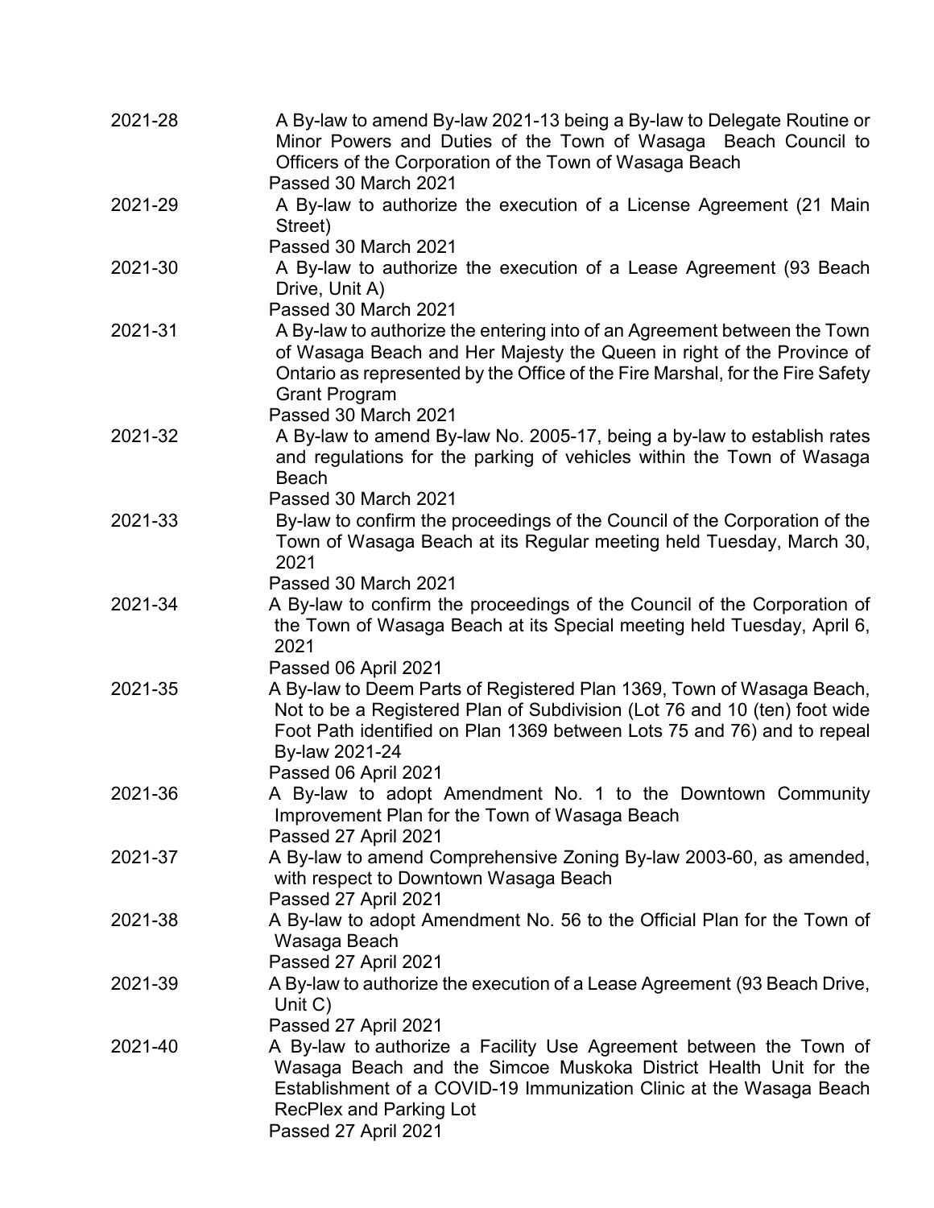| | |
|---|---|
| 2021-28 | A By-law to amend By-law 2021-13 being a By-law to Delegate Routine or Minor Powers and Duties of the Town of Wasaga Beach Council to Officers of the Corporation of the Town of Wasaga Beach<br>Passed 30 March 2021 |
| 2021-29 | A By-law to authorize the execution of a License Agreement (21 Main Street)<br>Passed 30 March 2021 |
| 2021-30 | A By-law to authorize the execution of a Lease Agreement (93 Beach Drive, Unit A)<br>Passed 30 March 2021 |
| 2021-31 | A By-law to authorize the entering into of an Agreement between the Town of Wasaga Beach and Her Majesty the Queen in right of the Province of Ontario as represented by the Office of the Fire Marshal, for the Fire Safety Grant Program<br>Passed 30 March 2021 |
| 2021-32 | A By-law to amend By-law No. 2005-17, being a by-law to establish rates and regulations for the parking of vehicles within the Town of Wasaga Beach<br>Passed 30 March 2021 |
| 2021-33 | By-law to confirm the proceedings of the Council of the Corporation of the Town of Wasaga Beach at its Regular meeting held Tuesday, March 30, 2021<br>Passed 30 March 2021 |
| 2021-34 | A By-law to confirm the proceedings of the Council of the Corporation of the Town of Wasaga Beach at its Special meeting held Tuesday, April 6, 2021<br>Passed 06 April 2021 |
| 2021-35 | A By-law to Deem Parts of Registered Plan 1369, Town of Wasaga Beach, Not to be a Registered Plan of Subdivision (Lot 76 and 10 (ten) foot wide Foot Path identified on Plan 1369 between Lots 75 and 76) and to repeal By-law 2021-24<br>Passed 06 April 2021 |
| 2021-36 | A By-law to adopt Amendment No. 1 to the Downtown Community Improvement Plan for the Town of Wasaga Beach<br>Passed 27 April 2021 |
| 2021-37 | A By-law to amend Comprehensive Zoning By-law 2003-60, as amended, with respect to Downtown Wasaga Beach<br>Passed 27 April 2021 |
| 2021-38 | A By-law to adopt Amendment No. 56 to the Official Plan for the Town of Wasaga Beach<br>Passed 27 April 2021 |
| 2021-39 | A By-law to authorize the execution of a Lease Agreement (93 Beach Drive, Unit C)<br>Passed 27 April 2021 |
| 2021-40 | A By-law to authorize a Facility Use Agreement between the Town of Wasaga Beach and the Simcoe Muskoka District Health Unit for the Establishment of a COVID-19 Immunization Clinic at the Wasaga Beach RecPlex and Parking Lot<br>Passed 27 April 2021 |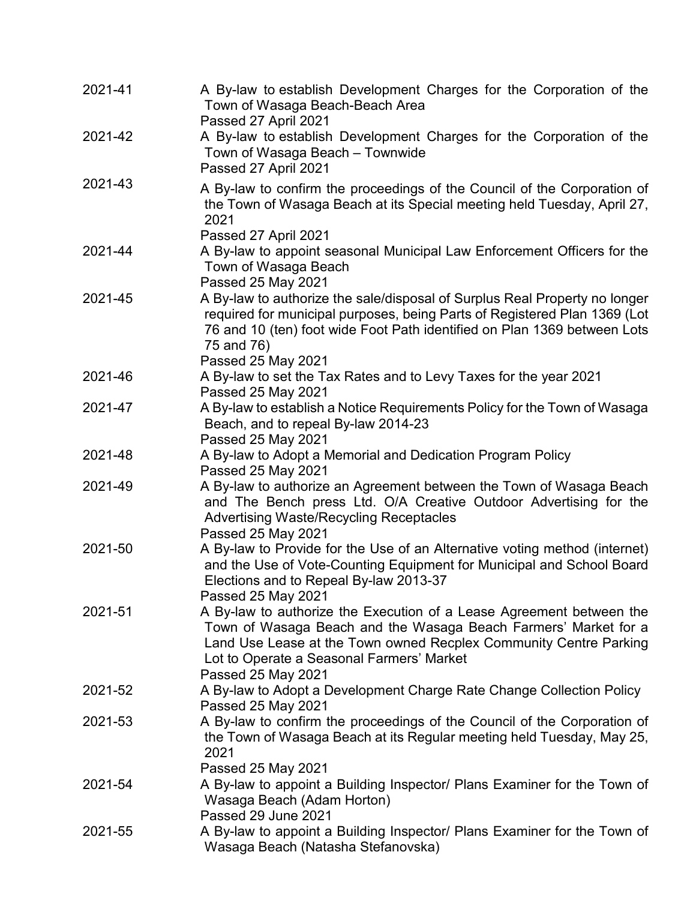| | |
|---|---|
| 2021-41 | A By-law to establish Development Charges for the Corporation of the Town of Wasaga Beach-Beach Area<br>Passed 27 April 2021 |
| 2021-42 | A By-law to establish Development Charges for the Corporation of the Town of Wasaga Beach – Townwide<br>Passed 27 April 2021 |
| 2021-43 | A By-law to confirm the proceedings of the Council of the Corporation of the Town of Wasaga Beach at its Special meeting held Tuesday, April 27, 2021<br>Passed 27 April 2021 |
| 2021-44 | A By-law to appoint seasonal Municipal Law Enforcement Officers for the Town of Wasaga Beach<br>Passed 25 May 2021 |
| 2021-45 | A By-law to authorize the sale/disposal of Surplus Real Property no longer required for municipal purposes, being Parts of Registered Plan 1369 (Lot 76 and 10 (ten) foot wide Foot Path identified on Plan 1369 between Lots 75 and 76)<br>Passed 25 May 2021 |
| 2021-46 | A By-law to set the Tax Rates and to Levy Taxes for the year 2021<br>Passed 25 May 2021 |
| 2021-47 | A By-law to establish a Notice Requirements Policy for the Town of Wasaga Beach, and to repeal By-law 2014-23<br>Passed 25 May 2021 |
| 2021-48 | A By-law to Adopt a Memorial and Dedication Program Policy<br>Passed 25 May 2021 |
| 2021-49 | A By-law to authorize an Agreement between the Town of Wasaga Beach and The Bench press Ltd. O/A Creative Outdoor Advertising for the Advertising Waste/Recycling Receptacles<br>Passed 25 May 2021 |
| 2021-50 | A By-law to Provide for the Use of an Alternative voting method (internet) and the Use of Vote-Counting Equipment for Municipal and School Board Elections and to Repeal By-law 2013-37<br>Passed 25 May 2021 |
| 2021-51 | A By-law to authorize the Execution of a Lease Agreement between the Town of Wasaga Beach and the Wasaga Beach Farmers' Market for a Land Use Lease at the Town owned Recplex Community Centre Parking Lot to Operate a Seasonal Farmers' Market<br>Passed 25 May 2021 |
| 2021-52 | A By-law to Adopt a Development Charge Rate Change Collection Policy<br>Passed 25 May 2021 |
| 2021-53 | A By-law to confirm the proceedings of the Council of the Corporation of the Town of Wasaga Beach at its Regular meeting held Tuesday, May 25, 2021<br>Passed 25 May 2021 |
| 2021-54 | A By-law to appoint a Building Inspector/ Plans Examiner for the Town of Wasaga Beach (Adam Horton)<br>Passed 29 June 2021 |
| 2021-55 | A By-law to appoint a Building Inspector/ Plans Examiner for the Town of Wasaga Beach (Natasha Stefanovska) |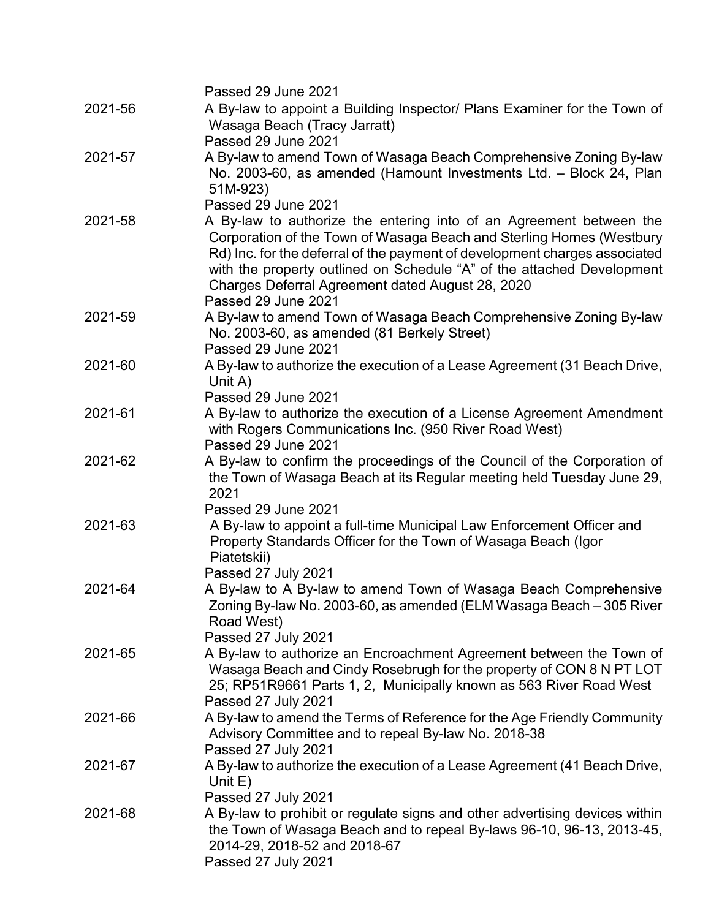Passed 29 June 2021

| | |
|---|---|
| 2021-56 | A By-law to appoint a Building Inspector/ Plans Examiner for the Town of Wasaga Beach (Tracy Jarratt)<br>Passed 29 June 2021 |
| 2021-57 | A By-law to amend Town of Wasaga Beach Comprehensive Zoning By-law No. 2003-60, as amended (Hamount Investments Ltd. – Block 24, Plan 51M-923)<br>Passed 29 June 2021 |
| 2021-58 | A By-law to authorize the entering into of an Agreement between the Corporation of the Town of Wasaga Beach and Sterling Homes (Westbury Rd) Inc. for the deferral of the payment of development charges associated with the property outlined on Schedule "A" of the attached Development Charges Deferral Agreement dated August 28, 2020<br>Passed 29 June 2021 |
| 2021-59 | A By-law to amend Town of Wasaga Beach Comprehensive Zoning By-law No. 2003-60, as amended (81 Berkely Street)<br>Passed 29 June 2021 |
| 2021-60 | A By-law to authorize the execution of a Lease Agreement (31 Beach Drive, Unit A)<br>Passed 29 June 2021 |
| 2021-61 | A By-law to authorize the execution of a License Agreement Amendment with Rogers Communications Inc. (950 River Road West)<br>Passed 29 June 2021 |
| 2021-62 | A By-law to confirm the proceedings of the Council of the Corporation of the Town of Wasaga Beach at its Regular meeting held Tuesday June 29, 2021<br>Passed 29 June 2021 |
| 2021-63 | A By-law to appoint a full-time Municipal Law Enforcement Officer and Property Standards Officer for the Town of Wasaga Beach (Igor Piatetskii)<br>Passed 27 July 2021 |
| 2021-64 | A By-law to A By-law to amend Town of Wasaga Beach Comprehensive Zoning By-law No. 2003-60, as amended (ELM Wasaga Beach – 305 River Road West)<br>Passed 27 July 2021 |
| 2021-65 | A By-law to authorize an Encroachment Agreement between the Town of Wasaga Beach and Cindy Rosebrugh for the property of CON 8 N PT LOT 25; RP51R9661 Parts 1, 2, Municipally known as 563 River Road West<br>Passed 27 July 2021 |
| 2021-66 | A By-law to amend the Terms of Reference for the Age Friendly Community Advisory Committee and to repeal By-law No. 2018-38<br>Passed 27 July 2021 |
| 2021-67 | A By-law to authorize the execution of a Lease Agreement (41 Beach Drive, Unit E)<br>Passed 27 July 2021 |
| 2021-68 | A By-law to prohibit or regulate signs and other advertising devices within the Town of Wasaga Beach and to repeal By-laws 96-10, 96-13, 2013-45, 2014-29, 2018-52 and 2018-67<br>Passed 27 July 2021 |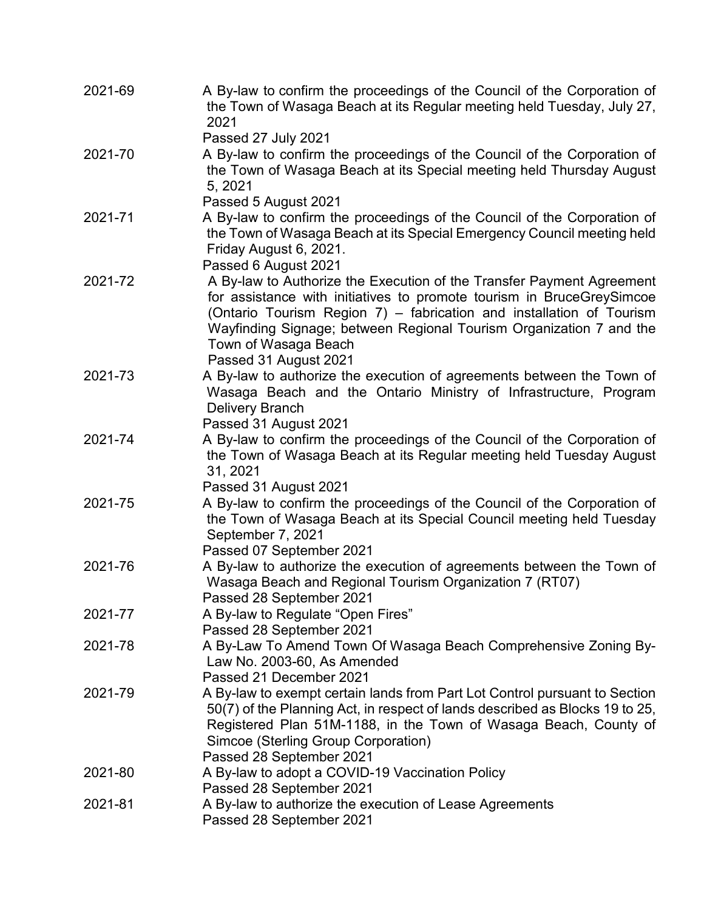| | |
|---|---|
| 2021-69 | A By-law to confirm the proceedings of the Council of the Corporation of the Town of Wasaga Beach at its Regular meeting held Tuesday, July 27, 2021<br>Passed 27 July 2021 |
| 2021-70 | A By-law to confirm the proceedings of the Council of the Corporation of the Town of Wasaga Beach at its Special meeting held Thursday August 5, 2021<br>Passed 5 August 2021 |
| 2021-71 | A By-law to confirm the proceedings of the Council of the Corporation of the Town of Wasaga Beach at its Special Emergency Council meeting held Friday August 6, 2021.<br>Passed 6 August 2021 |
| 2021-72 | A By-law to Authorize the Execution of the Transfer Payment Agreement for assistance with initiatives to promote tourism in BruceGreySimcoe (Ontario Tourism Region 7) – fabrication and installation of Tourism Wayfinding Signage; between Regional Tourism Organization 7 and the Town of Wasaga Beach<br>Passed 31 August 2021 |
| 2021-73 | A By-law to authorize the execution of agreements between the Town of Wasaga Beach and the Ontario Ministry of Infrastructure, Program Delivery Branch<br>Passed 31 August 2021 |
| 2021-74 | A By-law to confirm the proceedings of the Council of the Corporation of the Town of Wasaga Beach at its Regular meeting held Tuesday August 31, 2021<br>Passed 31 August 2021 |
| 2021-75 | A By-law to confirm the proceedings of the Council of the Corporation of the Town of Wasaga Beach at its Special Council meeting held Tuesday September 7, 2021<br>Passed 07 September 2021 |
| 2021-76 | A By-law to authorize the execution of agreements between the Town of Wasaga Beach and Regional Tourism Organization 7 (RT07)<br>Passed 28 September 2021 |
| 2021-77 | A By-law to Regulate "Open Fires"<br>Passed 28 September 2021 |
| 2021-78 | A By-Law To Amend Town Of Wasaga Beach Comprehensive Zoning By-Law No. 2003-60, As Amended<br>Passed 21 December 2021 |
| 2021-79 | A By-law to exempt certain lands from Part Lot Control pursuant to Section 50(7) of the Planning Act, in respect of lands described as Blocks 19 to 25, Registered Plan 51M-1188, in the Town of Wasaga Beach, County of Simcoe (Sterling Group Corporation)<br>Passed 28 September 2021 |
| 2021-80 | A By-law to adopt a COVID-19 Vaccination Policy<br>Passed 28 September 2021 |
| 2021-81 | A By-law to authorize the execution of Lease Agreements<br>Passed 28 September 2021 |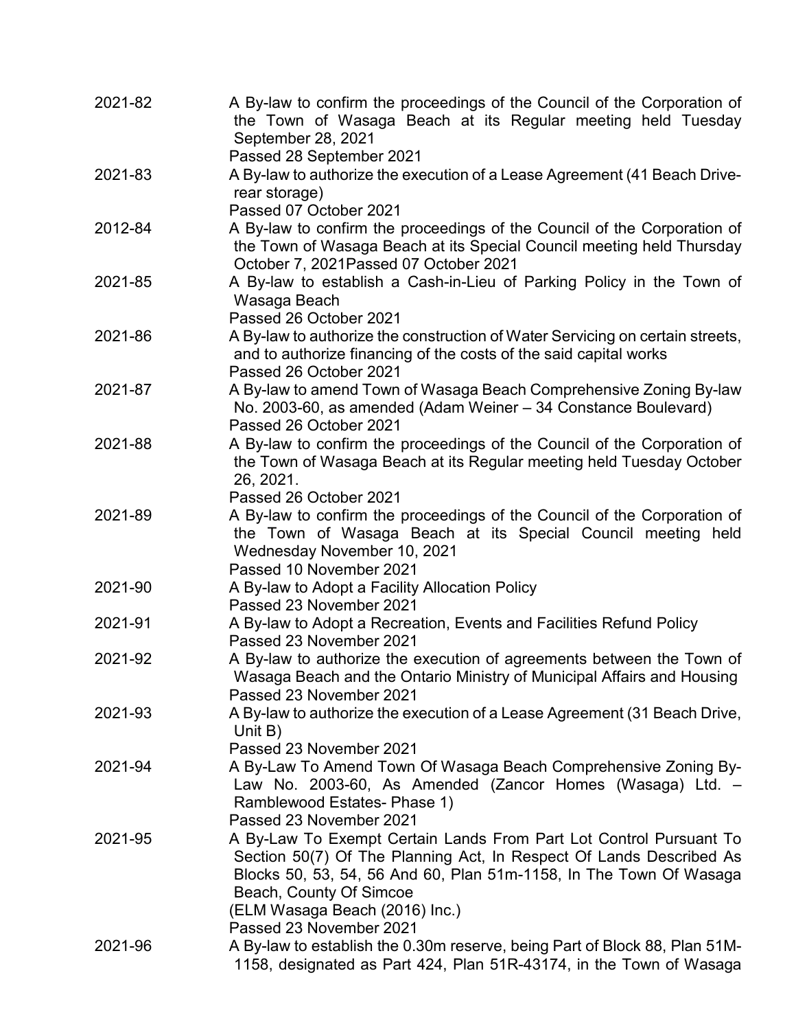| | |
|---|---|
| 2021-82 | A By-law to confirm the proceedings of the Council of the Corporation of the Town of Wasaga Beach at its Regular meeting held Tuesday September 28, 2021<br>Passed 28 September 2021 |
| 2021-83 | A By-law to authorize the execution of a Lease Agreement (41 Beach Drive-rear storage)<br>Passed 07 October 2021 |
| 2012-84 | A By-law to confirm the proceedings of the Council of the Corporation of the Town of Wasaga Beach at its Special Council meeting held Thursday October 7, 2021Passed 07 October 2021 |
| 2021-85 | A By-law to establish a Cash-in-Lieu of Parking Policy in the Town of Wasaga Beach<br>Passed 26 October 2021 |
| 2021-86 | A By-law to authorize the construction of Water Servicing on certain streets, and to authorize financing of the costs of the said capital works<br>Passed 26 October 2021 |
| 2021-87 | A By-law to amend Town of Wasaga Beach Comprehensive Zoning By-law No. 2003-60, as amended (Adam Weiner – 34 Constance Boulevard)<br>Passed 26 October 2021 |
| 2021-88 | A By-law to confirm the proceedings of the Council of the Corporation of the Town of Wasaga Beach at its Regular meeting held Tuesday October 26, 2021.<br>Passed 26 October 2021 |
| 2021-89 | A By-law to confirm the proceedings of the Council of the Corporation of the Town of Wasaga Beach at its Special Council meeting held Wednesday November 10, 2021<br>Passed 10 November 2021 |
| 2021-90 | A By-law to Adopt a Facility Allocation Policy<br>Passed 23 November 2021 |
| 2021-91 | A By-law to Adopt a Recreation, Events and Facilities Refund Policy<br>Passed 23 November 2021 |
| 2021-92 | A By-law to authorize the execution of agreements between the Town of Wasaga Beach and the Ontario Ministry of Municipal Affairs and Housing<br>Passed 23 November 2021 |
| 2021-93 | A By-law to authorize the execution of a Lease Agreement (31 Beach Drive, Unit B)<br>Passed 23 November 2021 |
| 2021-94 | A By-Law To Amend Town Of Wasaga Beach Comprehensive Zoning By-Law No. 2003-60, As Amended (Zancor Homes (Wasaga) Ltd. – Ramblewood Estates- Phase 1)<br>Passed 23 November 2021 |
| 2021-95 | A By-Law To Exempt Certain Lands From Part Lot Control Pursuant To Section 50(7) Of The Planning Act, In Respect Of Lands Described As Blocks 50, 53, 54, 56 And 60, Plan 51m-1158, In The Town Of Wasaga Beach, County Of Simcoe<br>(ELM Wasaga Beach (2016) Inc.)<br>Passed 23 November 2021 |
| 2021-96 | A By-law to establish the 0.30m reserve, being Part of Block 88, Plan 51M-1158, designated as Part 424, Plan 51R-43174, in the Town of Wasaga |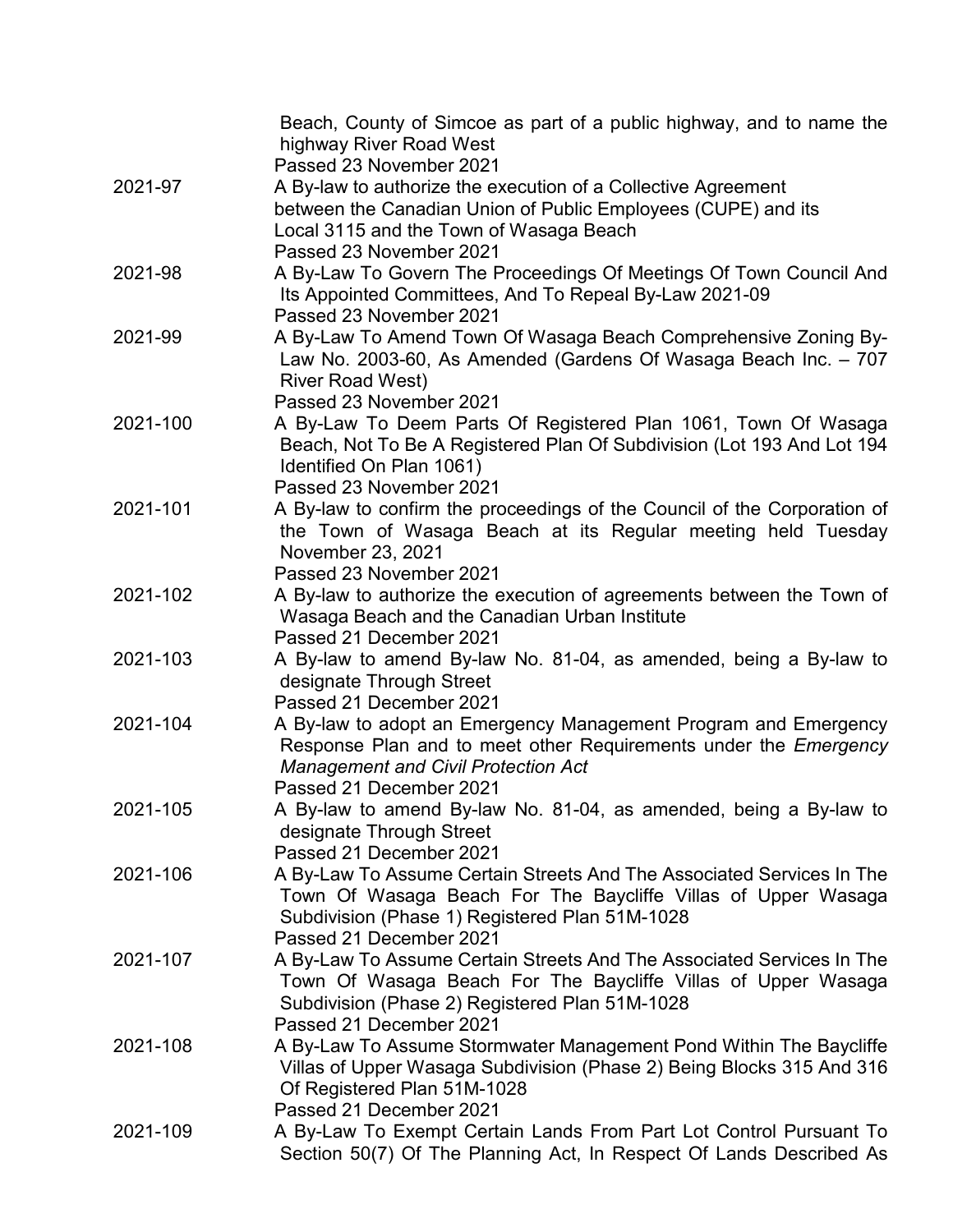| | |
|---|---|
| | Beach, County of Simcoe as part of a public highway, and to name the highway River Road West<br>Passed 23 November 2021 |
| 2021-97 | A By-law to authorize the execution of a Collective Agreement between the Canadian Union of Public Employees (CUPE) and its Local 3115 and the Town of Wasaga Beach<br>Passed 23 November 2021 |
| 2021-98 | A By-Law To Govern The Proceedings Of Meetings Of Town Council And Its Appointed Committees, And To Repeal By-Law 2021-09<br>Passed 23 November 2021 |
| 2021-99 | A By-Law To Amend Town Of Wasaga Beach Comprehensive Zoning By-Law No. 2003-60, As Amended (Gardens Of Wasaga Beach Inc. – 707 River Road West)<br>Passed 23 November 2021 |
| 2021-100 | A By-Law To Deem Parts Of Registered Plan 1061, Town Of Wasaga Beach, Not To Be A Registered Plan Of Subdivision (Lot 193 And Lot 194 Identified On Plan 1061)<br>Passed 23 November 2021 |
| 2021-101 | A By-law to confirm the proceedings of the Council of the Corporation of the Town of Wasaga Beach at its Regular meeting held Tuesday November 23, 2021<br>Passed 23 November 2021 |
| 2021-102 | A By-law to authorize the execution of agreements between the Town of Wasaga Beach and the Canadian Urban Institute<br>Passed 21 December 2021 |
| 2021-103 | A By-law to amend By-law No. 81-04, as amended, being a By-law to designate Through Street<br>Passed 21 December 2021 |
| 2021-104 | A By-law to adopt an Emergency Management Program and Emergency Response Plan and to meet other Requirements under the *Emergency Management and Civil Protection Act*<br>Passed 21 December 2021 |
| 2021-105 | A By-law to amend By-law No. 81-04, as amended, being a By-law to designate Through Street<br>Passed 21 December 2021 |
| 2021-106 | A By-Law To Assume Certain Streets And The Associated Services In The Town Of Wasaga Beach For The Baycliffe Villas of Upper Wasaga Subdivision (Phase 1) Registered Plan 51M-1028<br>Passed 21 December 2021 |
| 2021-107 | A By-Law To Assume Certain Streets And The Associated Services In The Town Of Wasaga Beach For The Baycliffe Villas of Upper Wasaga Subdivision (Phase 2) Registered Plan 51M-1028<br>Passed 21 December 2021 |
| 2021-108 | A By-Law To Assume Stormwater Management Pond Within The Baycliffe Villas of Upper Wasaga Subdivision (Phase 2) Being Blocks 315 And 316 Of Registered Plan 51M-1028<br>Passed 21 December 2021 |
| 2021-109 | A By-Law To Exempt Certain Lands From Part Lot Control Pursuant To Section 50(7) Of The Planning Act, In Respect Of Lands Described As |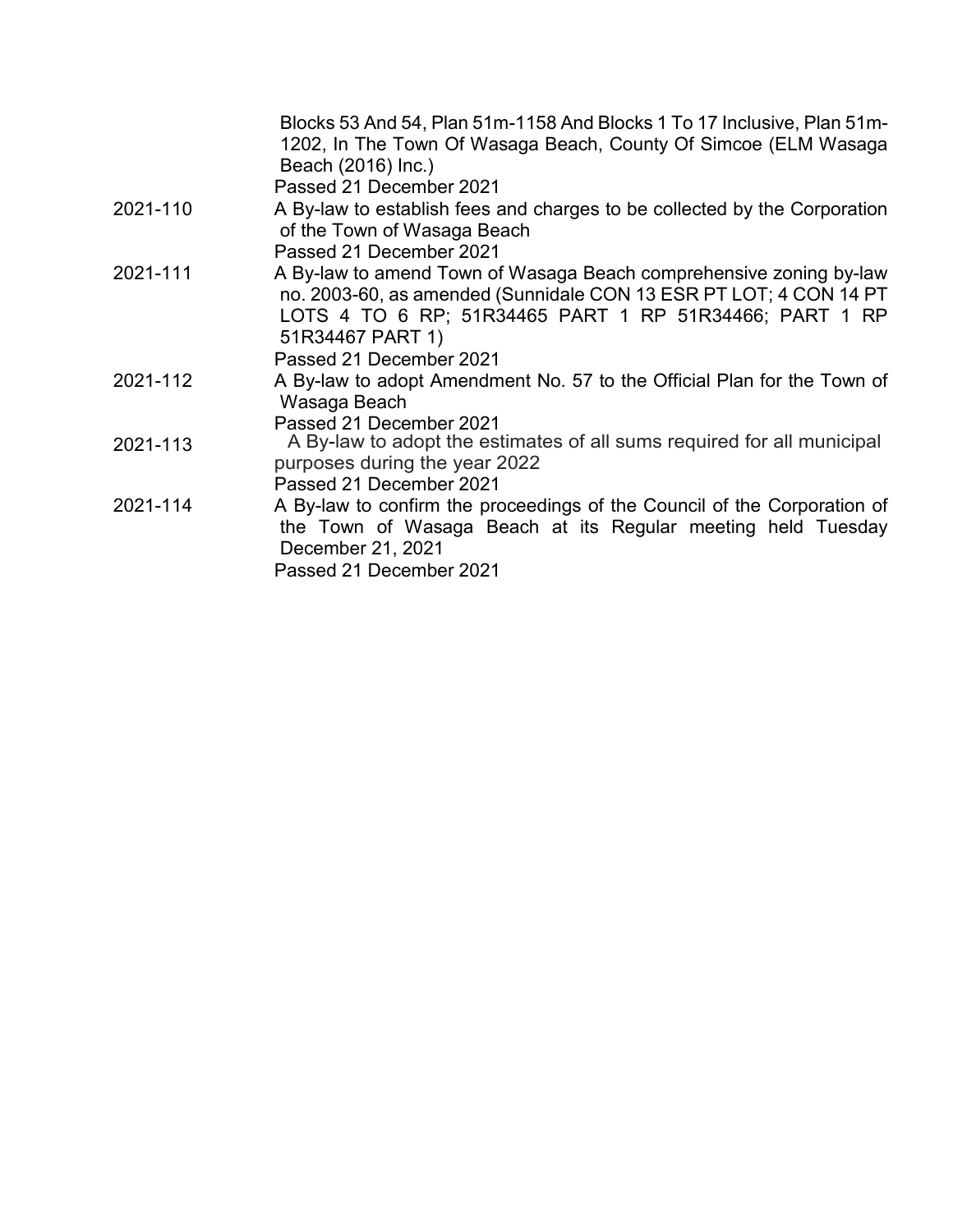| | |
|---|---|
| | Blocks 53 And 54, Plan 51m-1158 And Blocks 1 To 17 Inclusive, Plan 51m-1202, In The Town Of Wasaga Beach, County Of Simcoe (ELM Wasaga Beach (2016) Inc.)<br>Passed 21 December 2021 |
| 2021-110 | A By-law to establish fees and charges to be collected by the Corporation of the Town of Wasaga Beach<br>Passed 21 December 2021 |
| 2021-111 | A By-law to amend Town of Wasaga Beach comprehensive zoning by-law no. 2003-60, as amended (Sunnidale CON 13 ESR PT LOT; 4 CON 14 PT LOTS 4 TO 6 RP; 51R34465 PART 1 RP 51R34466; PART 1 RP 51R34467 PART 1)<br>Passed 21 December 2021 |
| 2021-112 | A By-law to adopt Amendment No. 57 to the Official Plan for the Town of Wasaga Beach<br>Passed 21 December 2021 |
| 2021-113 | A By-law to adopt the estimates of all sums required for all municipal purposes during the year 2022<br>Passed 21 December 2021 |
| 2021-114 | A By-law to confirm the proceedings of the Council of the Corporation of the Town of Wasaga Beach at its Regular meeting held Tuesday December 21, 2021<br>Passed 21 December 2021 |